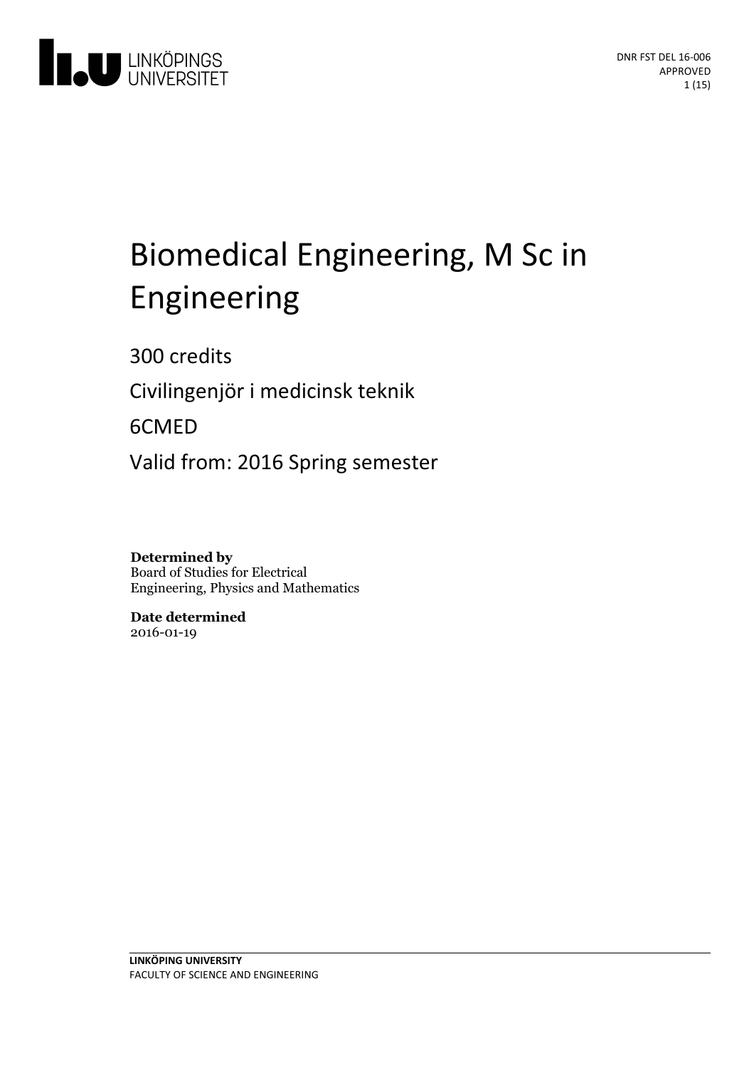# Biomedical Engineering, M Sc in Engineering

300 credits

Civilingenjör i medicinsk teknik

6CMED

Valid from: 2016 Spring semester

**Determined by**
Board of Studies for Electrical Engineering, Physics and Mathematics

**Date determined**
2016-01-19

DNR FST DEL 16-006
APPROVED

**LINKÖPING UNIVERSITY**
FACULTY OF SCIENCE AND ENGINEERING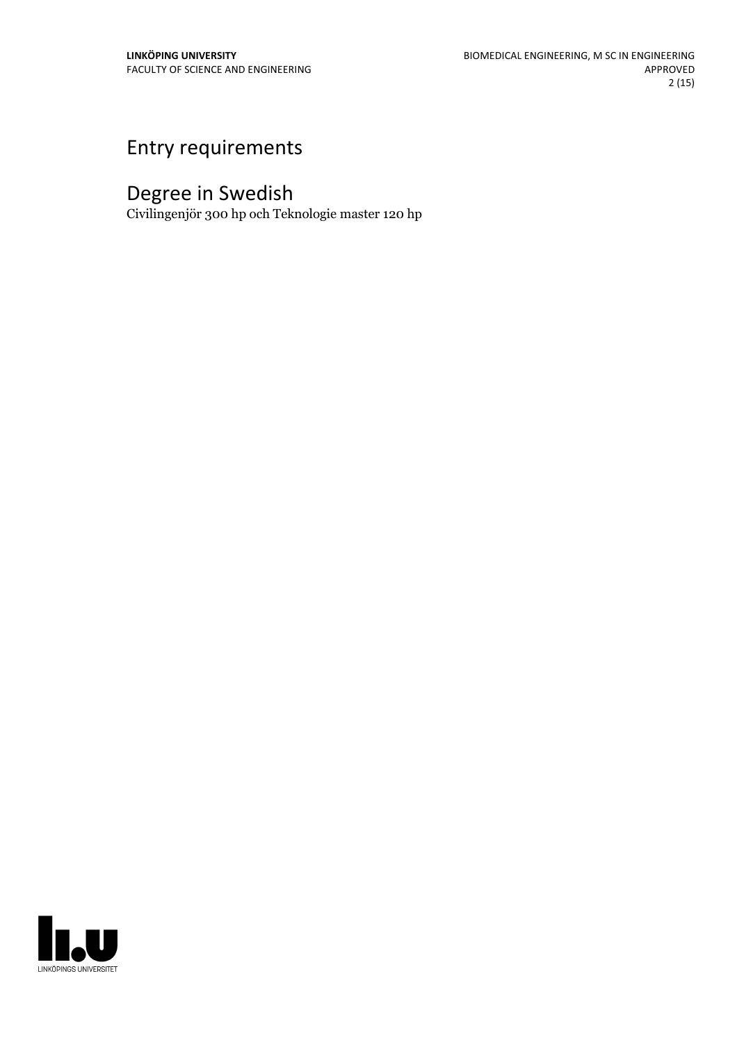# Entry requirements

# Degree in Swedish

Civilingenjör 300 hp och Teknologie master 120 hp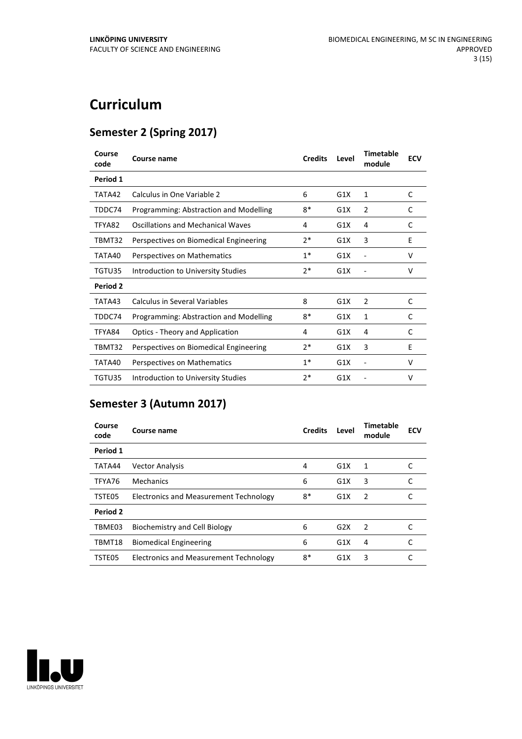# Curriculum

## Semester 2 (Spring 2017)

| Course code | Course name | Credits | Level | Timetable module | ECV |
|---|---|---|---|---|---|
| **Period 1** | | | | | |
| TATA42 | Calculus in One Variable 2 | 6 | G1X | 1 | C |
| TDDC74 | Programming: Abstraction and Modelling | 8* | G1X | 2 | C |
| TFYA82 | Oscillations and Mechanical Waves | 4 | G1X | 4 | C |
| TBMT32 | Perspectives on Biomedical Engineering | 2* | G1X | 3 | E |
| TATA40 | Perspectives on Mathematics | 1* | G1X | - | V |
| TGTU35 | Introduction to University Studies | 2* | G1X | - | V |
| **Period 2** | | | | | |
| TATA43 | Calculus in Several Variables | 8 | G1X | 2 | C |
| TDDC74 | Programming: Abstraction and Modelling | 8* | G1X | 1 | C |
| TFYA84 | Optics - Theory and Application | 4 | G1X | 4 | C |
| TBMT32 | Perspectives on Biomedical Engineering | 2* | G1X | 3 | E |
| TATA40 | Perspectives on Mathematics | 1* | G1X | - | V |
| TGTU35 | Introduction to University Studies | 2* | G1X | - | V |

## Semester 3 (Autumn 2017)

| Course code | Course name | Credits | Level | Timetable module | ECV |
|---|---|---|---|---|---|
| **Period 1** | | | | | |
| TATA44 | Vector Analysis | 4 | G1X | 1 | C |
| TFYA76 | Mechanics | 6 | G1X | 3 | C |
| TSTE05 | Electronics and Measurement Technology | 8* | G1X | 2 | C |
| **Period 2** | | | | | |
| TBME03 | Biochemistry and Cell Biology | 6 | G2X | 2 | C |
| TBMT18 | Biomedical Engineering | 6 | G1X | 4 | C |
| TSTE05 | Electronics and Measurement Technology | 8* | G1X | 3 | C |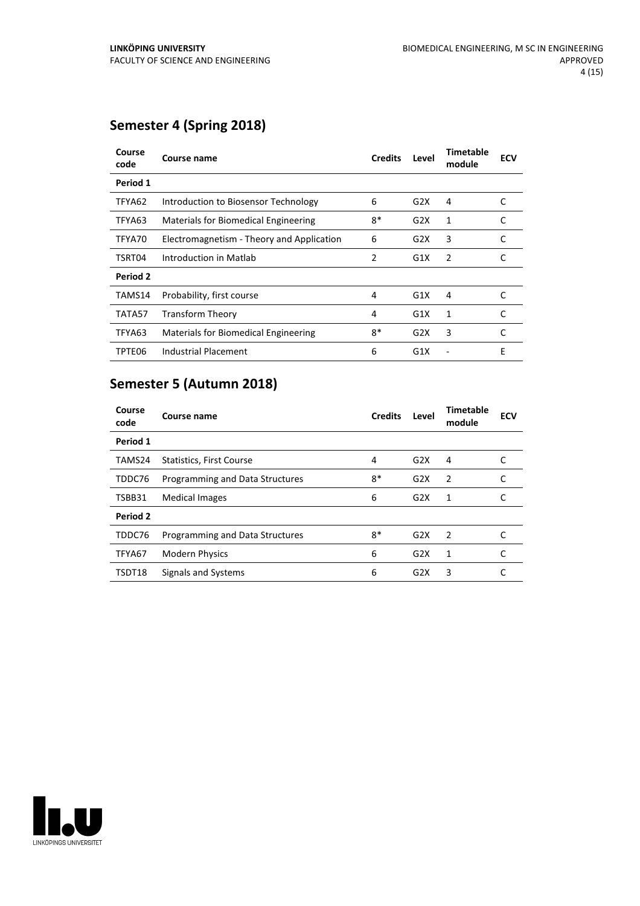## Semester 4 (Spring 2018)

| Course code | Course name | Credits | Level | Timetable module | ECV |
|---|---|---|---|---|---|
| **Period 1** | | | | | |
| TFYA62 | Introduction to Biosensor Technology | 6 | G2X | 4 | C |
| TFYA63 | Materials for Biomedical Engineering | 8* | G2X | 1 | C |
| TFYA70 | Electromagnetism - Theory and Application | 6 | G2X | 3 | C |
| TSRT04 | Introduction in Matlab | 2 | G1X | 2 | C |
| **Period 2** | | | | | |
| TAMS14 | Probability, first course | 4 | G1X | 4 | C |
| TATA57 | Transform Theory | 4 | G1X | 1 | C |
| TFYA63 | Materials for Biomedical Engineering | 8* | G2X | 3 | C |
| TPTE06 | Industrial Placement | 6 | G1X | - | E |

## Semester 5 (Autumn 2018)

| Course code | Course name | Credits | Level | Timetable module | ECV |
|---|---|---|---|---|---|
| **Period 1** | | | | | |
| TAMS24 | Statistics, First Course | 4 | G2X | 4 | C |
| TDDC76 | Programming and Data Structures | 8* | G2X | 2 | C |
| TSBB31 | Medical Images | 6 | G2X | 1 | C |
| **Period 2** | | | | | |
| TDDC76 | Programming and Data Structures | 8* | G2X | 2 | C |
| TFYA67 | Modern Physics | 6 | G2X | 1 | C |
| TSDT18 | Signals and Systems | 6 | G2X | 3 | C |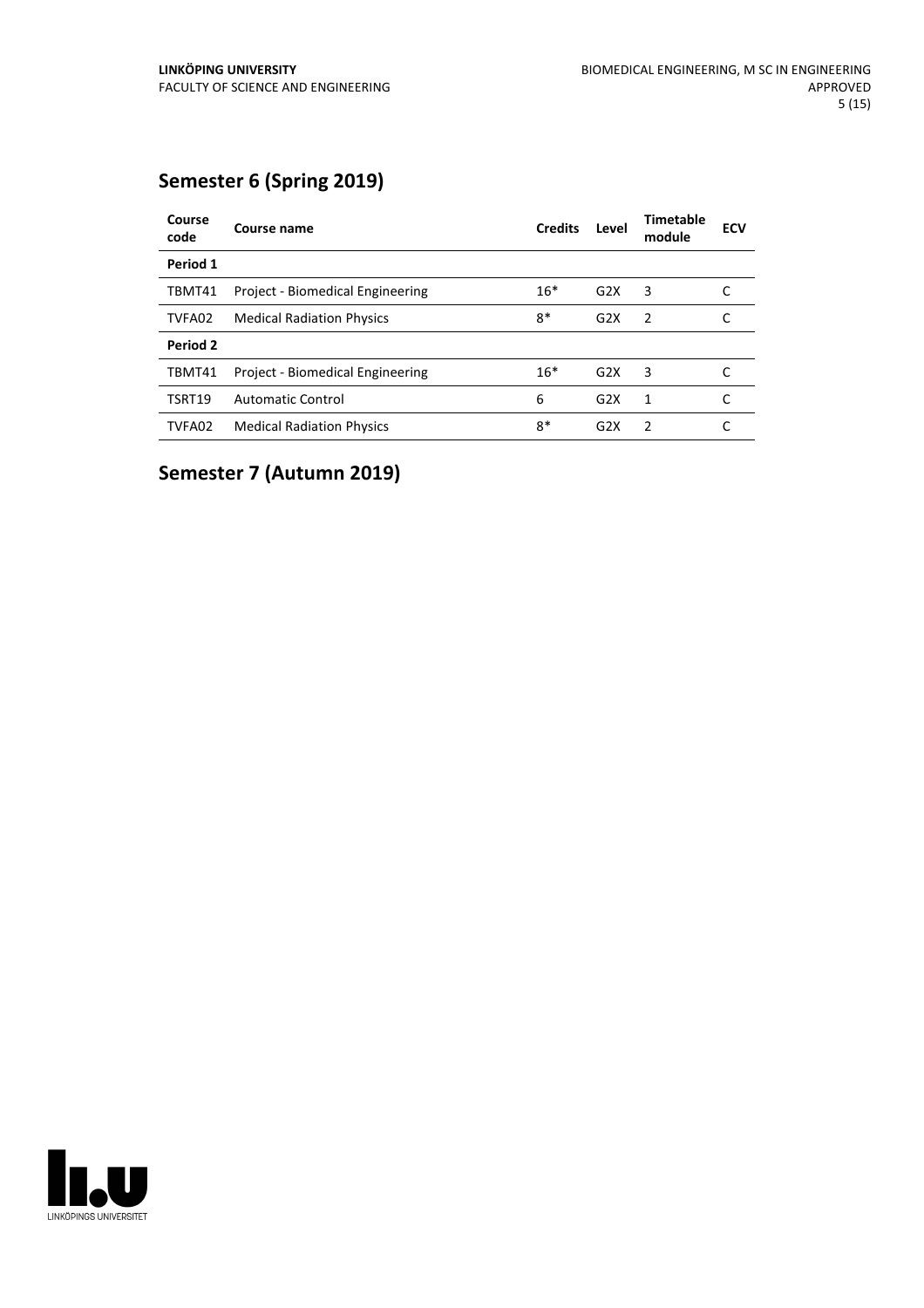## Semester 6 (Spring 2019)

| Course code | Course name | Credits | Level | Timetable module | ECV |
|---|---|---|---|---|---|
| **Period 1** | | | | | |
| TBMT41 | Project - Biomedical Engineering | 16* | G2X | 3 | C |
| TVFA02 | Medical Radiation Physics | 8* | G2X | 2 | C |
| **Period 2** | | | | | |
| TBMT41 | Project - Biomedical Engineering | 16* | G2X | 3 | C |
| TSRT19 | Automatic Control | 6 | G2X | 1 | C |
| TVFA02 | Medical Radiation Physics | 8* | G2X | 2 | C |

## Semester 7 (Autumn 2019)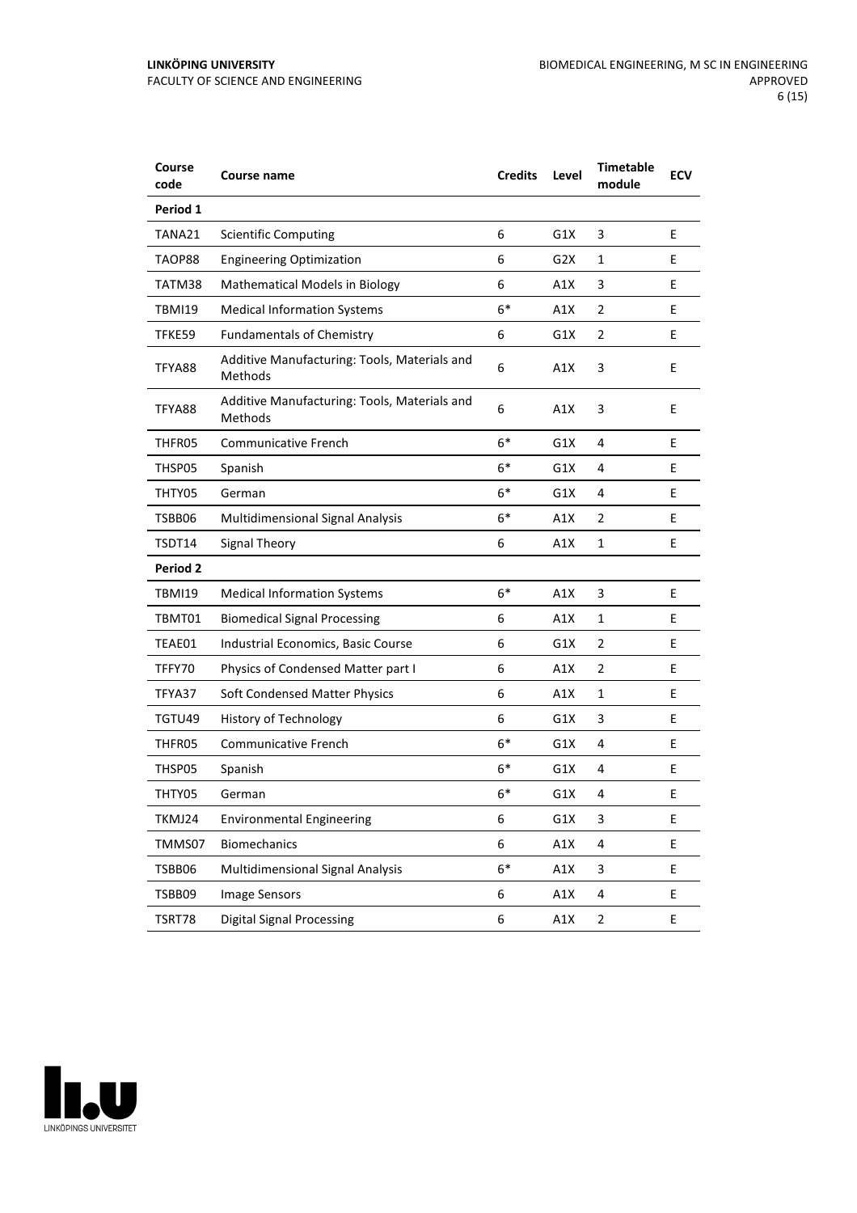| Course code | Course name | Credits | Level | Timetable module | ECV |
|---|---|---|---|---|---|
| **Period 1** | | | | | |
| TANA21 | Scientific Computing | 6 | G1X | 3 | E |
| TAOP88 | Engineering Optimization | 6 | G2X | 1 | E |
| TATM38 | Mathematical Models in Biology | 6 | A1X | 3 | E |
| TBMI19 | Medical Information Systems | 6* | A1X | 2 | E |
| TFKE59 | Fundamentals of Chemistry | 6 | G1X | 2 | E |
| TFYA88 | Additive Manufacturing: Tools, Materials and Methods | 6 | A1X | 3 | E |
| TFYA88 | Additive Manufacturing: Tools, Materials and Methods | 6 | A1X | 3 | E |
| THFR05 | Communicative French | 6* | G1X | 4 | E |
| THSP05 | Spanish | 6* | G1X | 4 | E |
| THTY05 | German | 6* | G1X | 4 | E |
| TSBB06 | Multidimensional Signal Analysis | 6* | A1X | 2 | E |
| TSDT14 | Signal Theory | 6 | A1X | 1 | E |
| **Period 2** | | | | | |
| TBMI19 | Medical Information Systems | 6* | A1X | 3 | E |
| TBMT01 | Biomedical Signal Processing | 6 | A1X | 1 | E |
| TEAE01 | Industrial Economics, Basic Course | 6 | G1X | 2 | E |
| TFFY70 | Physics of Condensed Matter part I | 6 | A1X | 2 | E |
| TFYA37 | Soft Condensed Matter Physics | 6 | A1X | 1 | E |
| TGTU49 | History of Technology | 6 | G1X | 3 | E |
| THFR05 | Communicative French | 6* | G1X | 4 | E |
| THSP05 | Spanish | 6* | G1X | 4 | E |
| THTY05 | German | 6* | G1X | 4 | E |
| TKMJ24 | Environmental Engineering | 6 | G1X | 3 | E |
| TMMS07 | Biomechanics | 6 | A1X | 4 | E |
| TSBB06 | Multidimensional Signal Analysis | 6* | A1X | 3 | E |
| TSBB09 | Image Sensors | 6 | A1X | 4 | E |
| TSRT78 | Digital Signal Processing | 6 | A1X | 2 | E |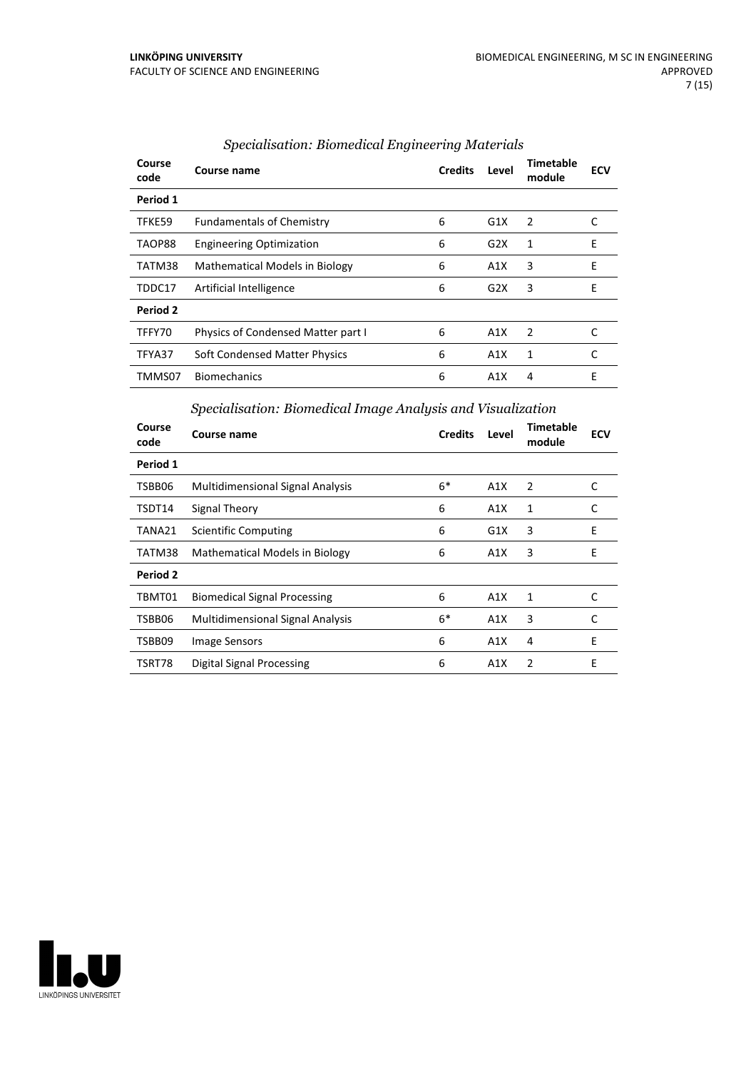### *Specialisation: Biomedical Engineering Materials*

| Course code | Course name | Credits | Level | Timetable module | ECV |
|---|---|---|---|---|---|
| **Period 1** | | | | | |
| TFKE59 | Fundamentals of Chemistry | 6 | G1X | 2 | C |
| TAOP88 | Engineering Optimization | 6 | G2X | 1 | E |
| TATM38 | Mathematical Models in Biology | 6 | A1X | 3 | E |
| TDDC17 | Artificial Intelligence | 6 | G2X | 3 | E |
| **Period 2** | | | | | |
| TFFY70 | Physics of Condensed Matter part I | 6 | A1X | 2 | C |
| TFYA37 | Soft Condensed Matter Physics | 6 | A1X | 1 | C |
| TMMS07 | Biomechanics | 6 | A1X | 4 | E |

### *Specialisation: Biomedical Image Analysis and Visualization*

| Course code | Course name | Credits | Level | Timetable module | ECV |
|---|---|---|---|---|---|
| **Period 1** | | | | | |
| TSBB06 | Multidimensional Signal Analysis | 6* | A1X | 2 | C |
| TSDT14 | Signal Theory | 6 | A1X | 1 | C |
| TANA21 | Scientific Computing | 6 | G1X | 3 | E |
| TATM38 | Mathematical Models in Biology | 6 | A1X | 3 | E |
| **Period 2** | | | | | |
| TBMT01 | Biomedical Signal Processing | 6 | A1X | 1 | C |
| TSBB06 | Multidimensional Signal Analysis | 6* | A1X | 3 | C |
| TSBB09 | Image Sensors | 6 | A1X | 4 | E |
| TSRT78 | Digital Signal Processing | 6 | A1X | 2 | E |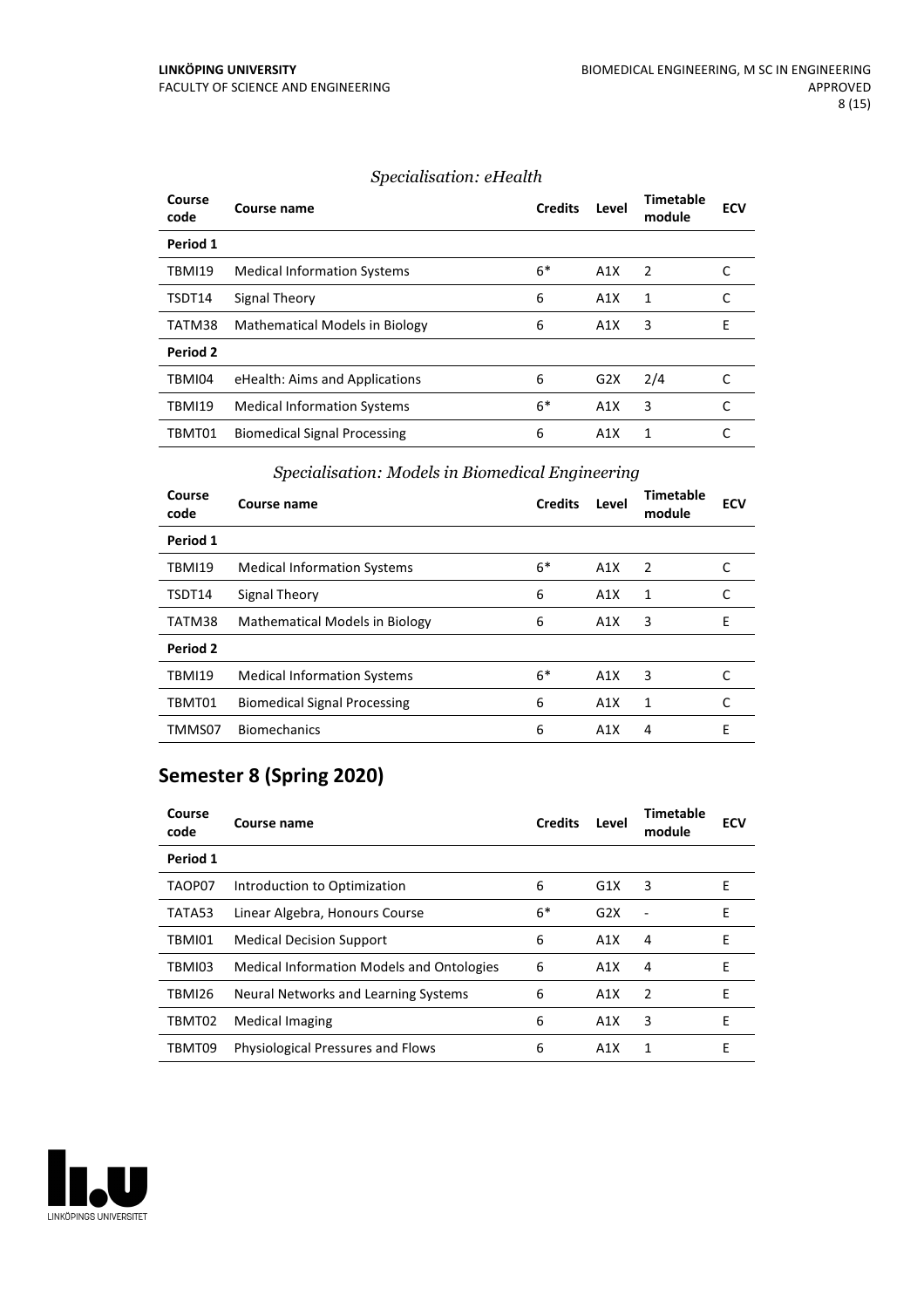*Specialisation: eHealth*

| Course code | Course name | Credits | Level | Timetable module | ECV |
|---|---|---|---|---|---|
| **Period 1** | | | | | |
| TBMI19 | Medical Information Systems | 6* | A1X | 2 | C |
| TSDT14 | Signal Theory | 6 | A1X | 1 | C |
| TATM38 | Mathematical Models in Biology | 6 | A1X | 3 | E |
| **Period 2** | | | | | |
| TBMI04 | eHealth: Aims and Applications | 6 | G2X | 2/4 | C |
| TBMI19 | Medical Information Systems | 6* | A1X | 3 | C |
| TBMT01 | Biomedical Signal Processing | 6 | A1X | 1 | C |

*Specialisation: Models in Biomedical Engineering*

| Course code | Course name | Credits | Level | Timetable module | ECV |
|---|---|---|---|---|---|
| **Period 1** | | | | | |
| TBMI19 | Medical Information Systems | 6* | A1X | 2 | C |
| TSDT14 | Signal Theory | 6 | A1X | 1 | C |
| TATM38 | Mathematical Models in Biology | 6 | A1X | 3 | E |
| **Period 2** | | | | | |
| TBMI19 | Medical Information Systems | 6* | A1X | 3 | C |
| TBMT01 | Biomedical Signal Processing | 6 | A1X | 1 | C |
| TMMS07 | Biomechanics | 6 | A1X | 4 | E |

## Semester 8 (Spring 2020)

| Course code | Course name | Credits | Level | Timetable module | ECV |
|---|---|---|---|---|---|
| **Period 1** | | | | | |
| TAOP07 | Introduction to Optimization | 6 | G1X | 3 | E |
| TATA53 | Linear Algebra, Honours Course | 6* | G2X | - | E |
| TBMI01 | Medical Decision Support | 6 | A1X | 4 | E |
| TBMI03 | Medical Information Models and Ontologies | 6 | A1X | 4 | E |
| TBMI26 | Neural Networks and Learning Systems | 6 | A1X | 2 | E |
| TBMT02 | Medical Imaging | 6 | A1X | 3 | E |
| TBMT09 | Physiological Pressures and Flows | 6 | A1X | 1 | E |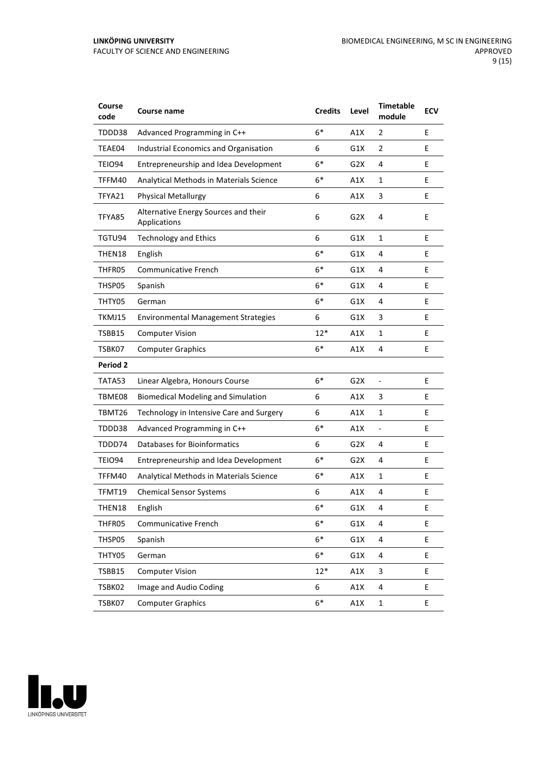| Course code | Course name | Credits | Level | Timetable module | ECV |
|---|---|---|---|---|---|
| TDDD38 | Advanced Programming in C++ | 6* | A1X | 2 | E |
| TEAE04 | Industrial Economics and Organisation | 6 | G1X | 2 | E |
| TEIO94 | Entrepreneurship and Idea Development | 6* | G2X | 4 | E |
| TFFM40 | Analytical Methods in Materials Science | 6* | A1X | 1 | E |
| TFYA21 | Physical Metallurgy | 6 | A1X | 3 | E |
| TFYA85 | Alternative Energy Sources and their Applications | 6 | G2X | 4 | E |
| TGTU94 | Technology and Ethics | 6 | G1X | 1 | E |
| THEN18 | English | 6* | G1X | 4 | E |
| THFR05 | Communicative French | 6* | G1X | 4 | E |
| THSP05 | Spanish | 6* | G1X | 4 | E |
| THTY05 | German | 6* | G1X | 4 | E |
| TKMJ15 | Environmental Management Strategies | 6 | G1X | 3 | E |
| TSBB15 | Computer Vision | 12* | A1X | 1 | E |
| TSBK07 | Computer Graphics | 6* | A1X | 4 | E |
| **Period 2** | | | | | |
| TATA53 | Linear Algebra, Honours Course | 6* | G2X | - | E |
| TBME08 | Biomedical Modeling and Simulation | 6 | A1X | 3 | E |
| TBMT26 | Technology in Intensive Care and Surgery | 6 | A1X | 1 | E |
| TDDD38 | Advanced Programming in C++ | 6* | A1X | - | E |
| TDDD74 | Databases for Bioinformatics | 6 | G2X | 4 | E |
| TEIO94 | Entrepreneurship and Idea Development | 6* | G2X | 4 | E |
| TFFM40 | Analytical Methods in Materials Science | 6* | A1X | 1 | E |
| TFMT19 | Chemical Sensor Systems | 6 | A1X | 4 | E |
| THEN18 | English | 6* | G1X | 4 | E |
| THFR05 | Communicative French | 6* | G1X | 4 | E |
| THSP05 | Spanish | 6* | G1X | 4 | E |
| THTY05 | German | 6* | G1X | 4 | E |
| TSBB15 | Computer Vision | 12* | A1X | 3 | E |
| TSBK02 | Image and Audio Coding | 6 | A1X | 4 | E |
| TSBK07 | Computer Graphics | 6* | A1X | 1 | E |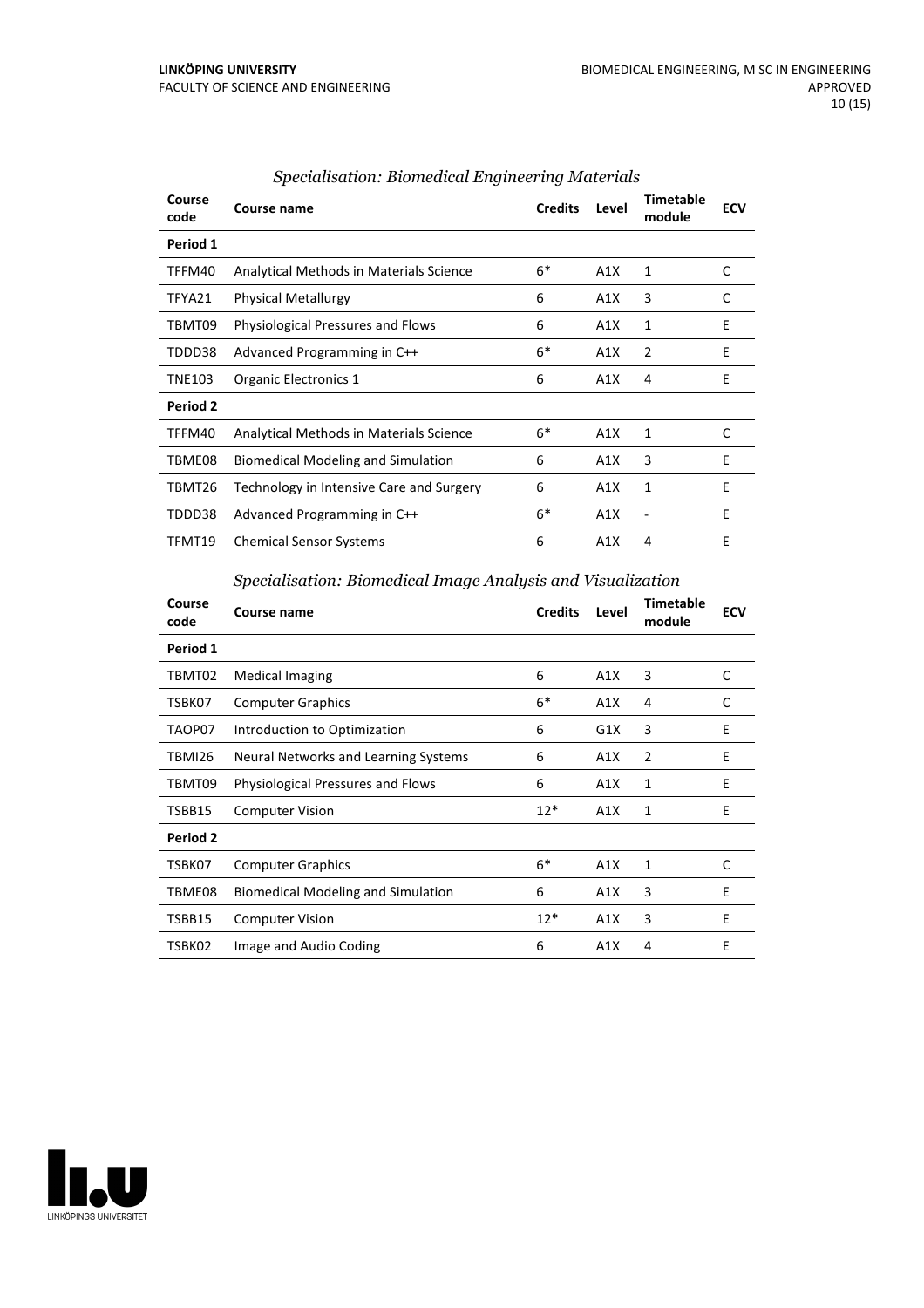### *Specialisation: Biomedical Engineering Materials*

| Course code | Course name | Credits | Level | Timetable module | ECV |
|---|---|---|---|---|---|
| **Period 1** | | | | | |
| TFFM40 | Analytical Methods in Materials Science | 6* | A1X | 1 | C |
| TFYA21 | Physical Metallurgy | 6 | A1X | 3 | C |
| TBMT09 | Physiological Pressures and Flows | 6 | A1X | 1 | E |
| TDDD38 | Advanced Programming in C++ | 6* | A1X | 2 | E |
| TNE103 | Organic Electronics 1 | 6 | A1X | 4 | E |
| **Period 2** | | | | | |
| TFFM40 | Analytical Methods in Materials Science | 6* | A1X | 1 | C |
| TBME08 | Biomedical Modeling and Simulation | 6 | A1X | 3 | E |
| TBMT26 | Technology in Intensive Care and Surgery | 6 | A1X | 1 | E |
| TDDD38 | Advanced Programming in C++ | 6* | A1X | - | E |
| TFMT19 | Chemical Sensor Systems | 6 | A1X | 4 | E |

### *Specialisation: Biomedical Image Analysis and Visualization*

| Course code | Course name | Credits | Level | Timetable module | ECV |
|---|---|---|---|---|---|
| **Period 1** | | | | | |
| TBMT02 | Medical Imaging | 6 | A1X | 3 | C |
| TSBK07 | Computer Graphics | 6* | A1X | 4 | C |
| TAOP07 | Introduction to Optimization | 6 | G1X | 3 | E |
| TBMI26 | Neural Networks and Learning Systems | 6 | A1X | 2 | E |
| TBMT09 | Physiological Pressures and Flows | 6 | A1X | 1 | E |
| TSBB15 | Computer Vision | 12* | A1X | 1 | E |
| **Period 2** | | | | | |
| TSBK07 | Computer Graphics | 6* | A1X | 1 | C |
| TBME08 | Biomedical Modeling and Simulation | 6 | A1X | 3 | E |
| TSBB15 | Computer Vision | 12* | A1X | 3 | E |
| TSBK02 | Image and Audio Coding | 6 | A1X | 4 | E |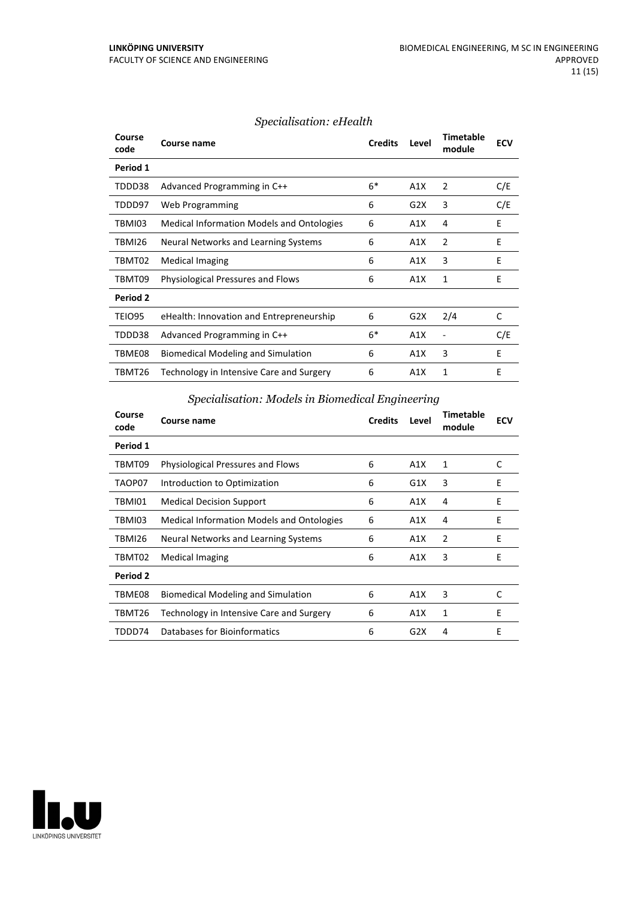### *Specialisation: eHealth*

| Course code | Course name | Credits | Level | Timetable module | ECV |
|---|---|---|---|---|---|
| **Period 1** | | | | | |
| TDDD38 | Advanced Programming in C++ | 6* | A1X | 2 | C/E |
| TDDD97 | Web Programming | 6 | G2X | 3 | C/E |
| TBMI03 | Medical Information Models and Ontologies | 6 | A1X | 4 | E |
| TBMI26 | Neural Networks and Learning Systems | 6 | A1X | 2 | E |
| TBMT02 | Medical Imaging | 6 | A1X | 3 | E |
| TBMT09 | Physiological Pressures and Flows | 6 | A1X | 1 | E |
| **Period 2** | | | | | |
| TEIO95 | eHealth: Innovation and Entrepreneurship | 6 | G2X | 2/4 | C |
| TDDD38 | Advanced Programming in C++ | 6* | A1X | - | C/E |
| TBME08 | Biomedical Modeling and Simulation | 6 | A1X | 3 | E |
| TBMT26 | Technology in Intensive Care and Surgery | 6 | A1X | 1 | E |

### *Specialisation: Models in Biomedical Engineering*

| Course code | Course name | Credits | Level | Timetable module | ECV |
|---|---|---|---|---|---|
| **Period 1** | | | | | |
| TBMT09 | Physiological Pressures and Flows | 6 | A1X | 1 | C |
| TAOP07 | Introduction to Optimization | 6 | G1X | 3 | E |
| TBMI01 | Medical Decision Support | 6 | A1X | 4 | E |
| TBMI03 | Medical Information Models and Ontologies | 6 | A1X | 4 | E |
| TBMI26 | Neural Networks and Learning Systems | 6 | A1X | 2 | E |
| TBMT02 | Medical Imaging | 6 | A1X | 3 | E |
| **Period 2** | | | | | |
| TBME08 | Biomedical Modeling and Simulation | 6 | A1X | 3 | C |
| TBMT26 | Technology in Intensive Care and Surgery | 6 | A1X | 1 | E |
| TDDD74 | Databases for Bioinformatics | 6 | G2X | 4 | E |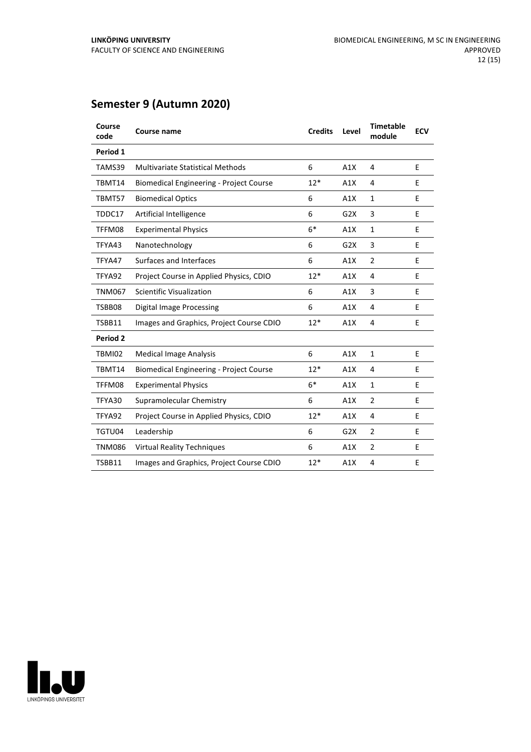## Semester 9 (Autumn 2020)

| Course code | Course name | Credits | Level | Timetable module | ECV |
|---|---|---|---|---|---|
| **Period 1** | | | | | |
| TAMS39 | Multivariate Statistical Methods | 6 | A1X | 4 | E |
| TBMT14 | Biomedical Engineering - Project Course | 12* | A1X | 4 | E |
| TBMT57 | Biomedical Optics | 6 | A1X | 1 | E |
| TDDC17 | Artificial Intelligence | 6 | G2X | 3 | E |
| TFFM08 | Experimental Physics | 6* | A1X | 1 | E |
| TFYA43 | Nanotechnology | 6 | G2X | 3 | E |
| TFYA47 | Surfaces and Interfaces | 6 | A1X | 2 | E |
| TFYA92 | Project Course in Applied Physics, CDIO | 12* | A1X | 4 | E |
| TNM067 | Scientific Visualization | 6 | A1X | 3 | E |
| TSBB08 | Digital Image Processing | 6 | A1X | 4 | E |
| TSBB11 | Images and Graphics, Project Course CDIO | 12* | A1X | 4 | E |
| **Period 2** | | | | | |
| TBMI02 | Medical Image Analysis | 6 | A1X | 1 | E |
| TBMT14 | Biomedical Engineering - Project Course | 12* | A1X | 4 | E |
| TFFM08 | Experimental Physics | 6* | A1X | 1 | E |
| TFYA30 | Supramolecular Chemistry | 6 | A1X | 2 | E |
| TFYA92 | Project Course in Applied Physics, CDIO | 12* | A1X | 4 | E |
| TGTU04 | Leadership | 6 | G2X | 2 | E |
| TNM086 | Virtual Reality Techniques | 6 | A1X | 2 | E |
| TSBB11 | Images and Graphics, Project Course CDIO | 12* | A1X | 4 | E |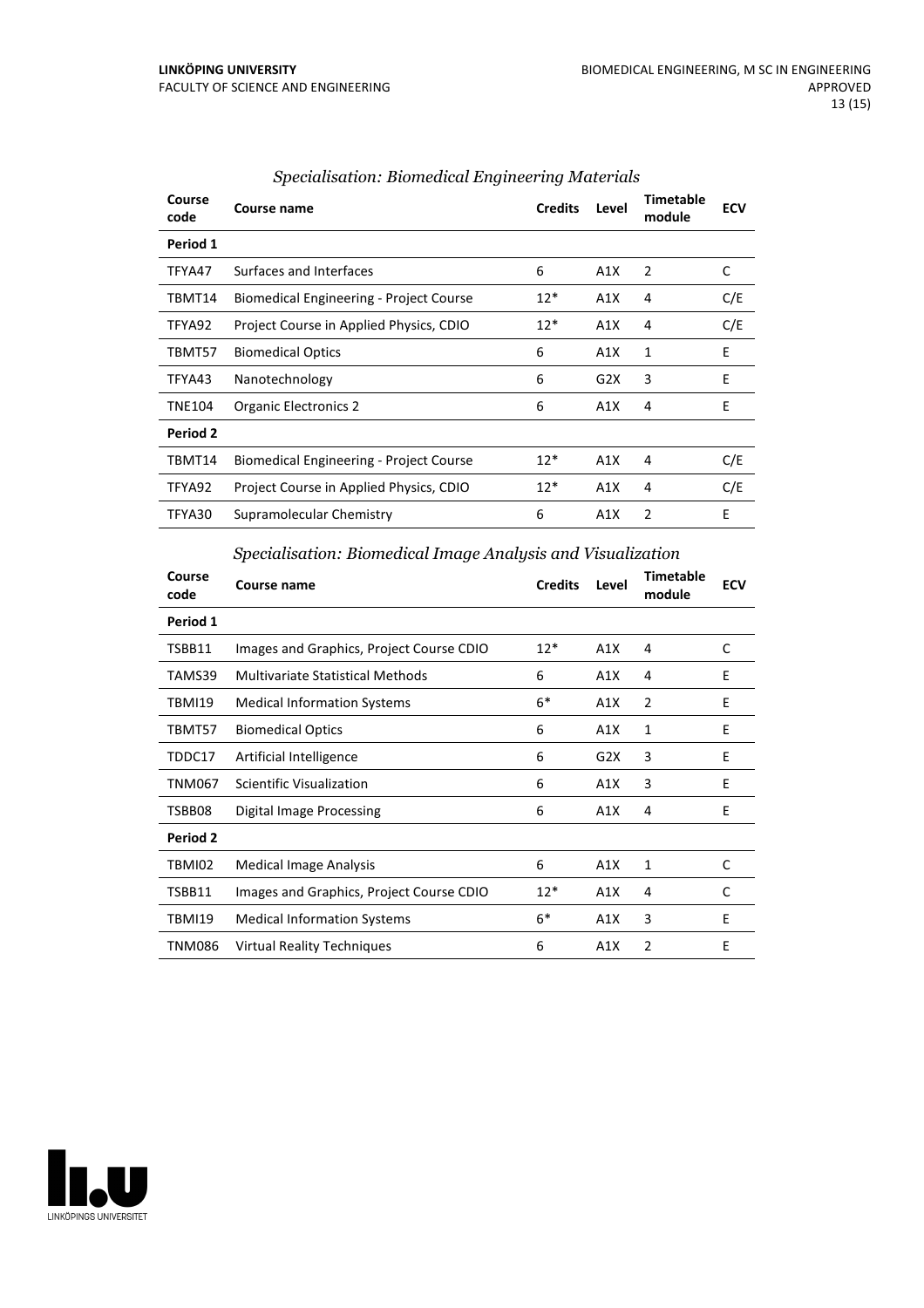### *Specialisation: Biomedical Engineering Materials*

| Course code | Course name | Credits | Level | Timetable module | ECV |
|---|---|---|---|---|---|
| **Period 1** | | | | | |
| TFYA47 | Surfaces and Interfaces | 6 | A1X | 2 | C |
| TBMT14 | Biomedical Engineering - Project Course | 12* | A1X | 4 | C/E |
| TFYA92 | Project Course in Applied Physics, CDIO | 12* | A1X | 4 | C/E |
| TBMT57 | Biomedical Optics | 6 | A1X | 1 | E |
| TFYA43 | Nanotechnology | 6 | G2X | 3 | E |
| TNE104 | Organic Electronics 2 | 6 | A1X | 4 | E |
| **Period 2** | | | | | |
| TBMT14 | Biomedical Engineering - Project Course | 12* | A1X | 4 | C/E |
| TFYA92 | Project Course in Applied Physics, CDIO | 12* | A1X | 4 | C/E |
| TFYA30 | Supramolecular Chemistry | 6 | A1X | 2 | E |

### *Specialisation: Biomedical Image Analysis and Visualization*

| Course code | Course name | Credits | Level | Timetable module | ECV |
|---|---|---|---|---|---|
| **Period 1** | | | | | |
| TSBB11 | Images and Graphics, Project Course CDIO | 12* | A1X | 4 | C |
| TAMS39 | Multivariate Statistical Methods | 6 | A1X | 4 | E |
| TBMI19 | Medical Information Systems | 6* | A1X | 2 | E |
| TBMT57 | Biomedical Optics | 6 | A1X | 1 | E |
| TDDC17 | Artificial Intelligence | 6 | G2X | 3 | E |
| TNM067 | Scientific Visualization | 6 | A1X | 3 | E |
| TSBB08 | Digital Image Processing | 6 | A1X | 4 | E |
| **Period 2** | | | | | |
| TBMI02 | Medical Image Analysis | 6 | A1X | 1 | C |
| TSBB11 | Images and Graphics, Project Course CDIO | 12* | A1X | 4 | C |
| TBMI19 | Medical Information Systems | 6* | A1X | 3 | E |
| TNM086 | Virtual Reality Techniques | 6 | A1X | 2 | E |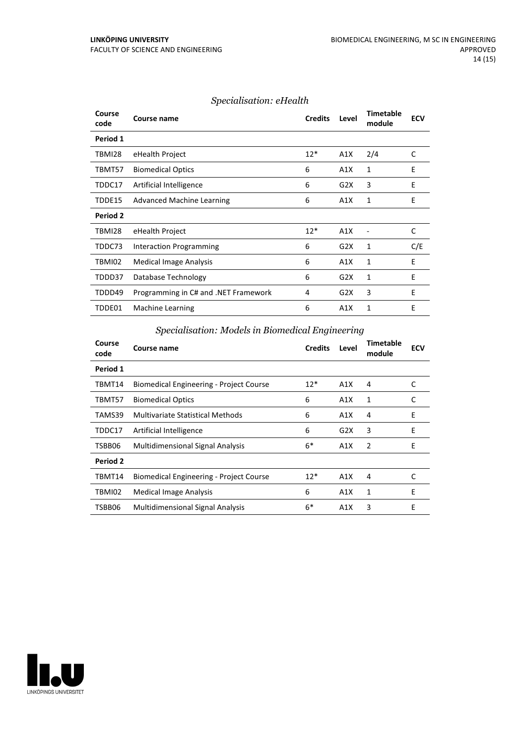*Specialisation: eHealth*

| Course code | Course name | Credits | Level | Timetable module | ECV |
|---|---|---|---|---|---|
| **Period 1** | | | | | |
| TBMI28 | eHealth Project | 12* | A1X | 2/4 | C |
| TBMT57 | Biomedical Optics | 6 | A1X | 1 | E |
| TDDC17 | Artificial Intelligence | 6 | G2X | 3 | E |
| TDDE15 | Advanced Machine Learning | 6 | A1X | 1 | E |
| **Period 2** | | | | | |
| TBMI28 | eHealth Project | 12* | A1X | - | C |
| TDDC73 | Interaction Programming | 6 | G2X | 1 | C/E |
| TBMI02 | Medical Image Analysis | 6 | A1X | 1 | E |
| TDDD37 | Database Technology | 6 | G2X | 1 | E |
| TDDD49 | Programming in C# and .NET Framework | 4 | G2X | 3 | E |
| TDDE01 | Machine Learning | 6 | A1X | 1 | E |

*Specialisation: Models in Biomedical Engineering*

| Course code | Course name | Credits | Level | Timetable module | ECV |
|---|---|---|---|---|---|
| **Period 1** | | | | | |
| TBMT14 | Biomedical Engineering - Project Course | 12* | A1X | 4 | C |
| TBMT57 | Biomedical Optics | 6 | A1X | 1 | C |
| TAMS39 | Multivariate Statistical Methods | 6 | A1X | 4 | E |
| TDDC17 | Artificial Intelligence | 6 | G2X | 3 | E |
| TSBB06 | Multidimensional Signal Analysis | 6* | A1X | 2 | E |
| **Period 2** | | | | | |
| TBMT14 | Biomedical Engineering - Project Course | 12* | A1X | 4 | C |
| TBMI02 | Medical Image Analysis | 6 | A1X | 1 | E |
| TSBB06 | Multidimensional Signal Analysis | 6* | A1X | 3 | E |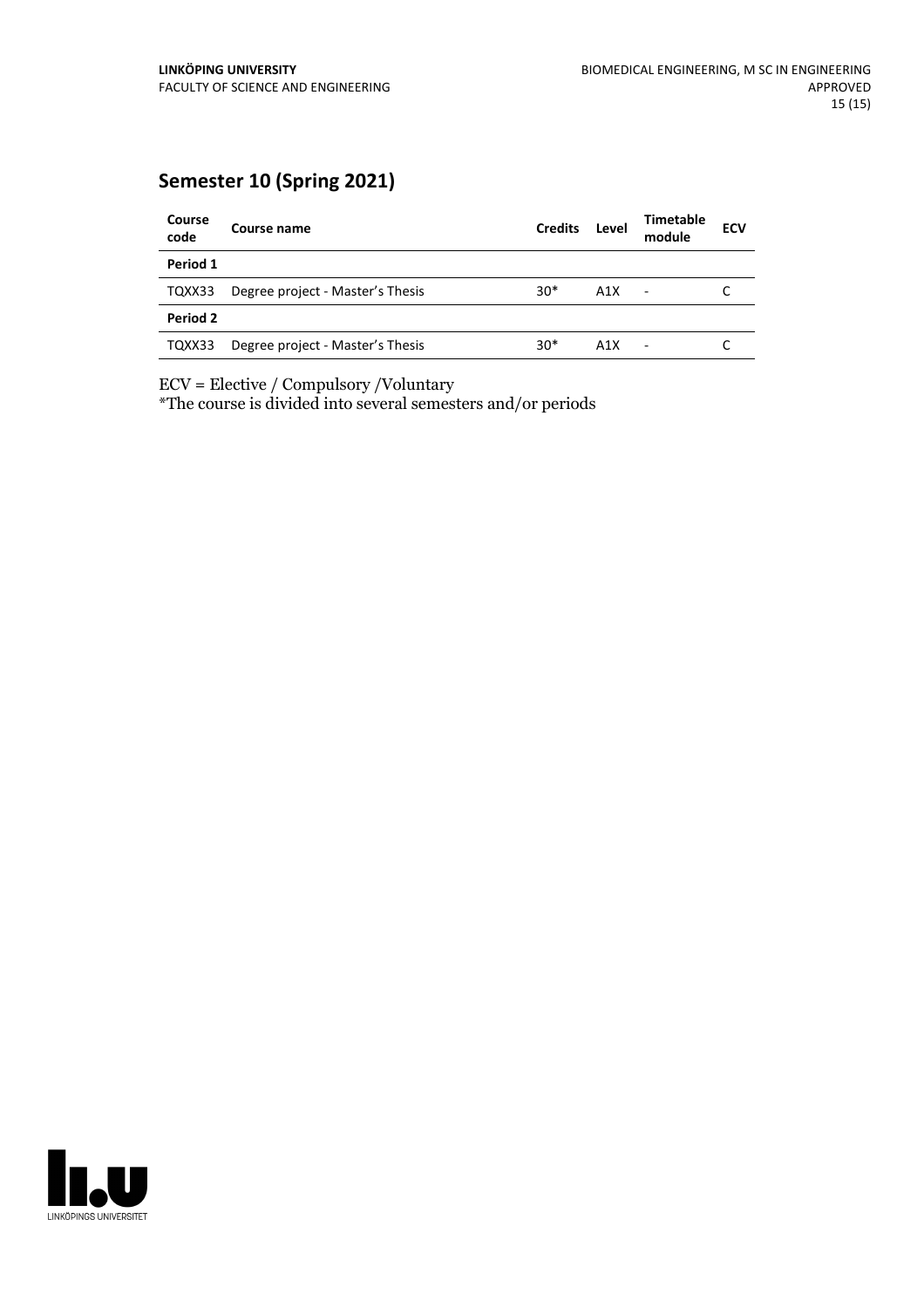## Semester 10 (Spring 2021)

| Course code | Course name | Credits | Level | Timetable module | ECV |
|---|---|---|---|---|---|
| **Period 1** | | | | | |
| TQXX33 | Degree project - Master's Thesis | 30* | A1X | - | C |
| **Period 2** | | | | | |
| TQXX33 | Degree project - Master's Thesis | 30* | A1X | - | C |

ECV = Elective / Compulsory /Voluntary

*The course is divided into several semesters and/or periods